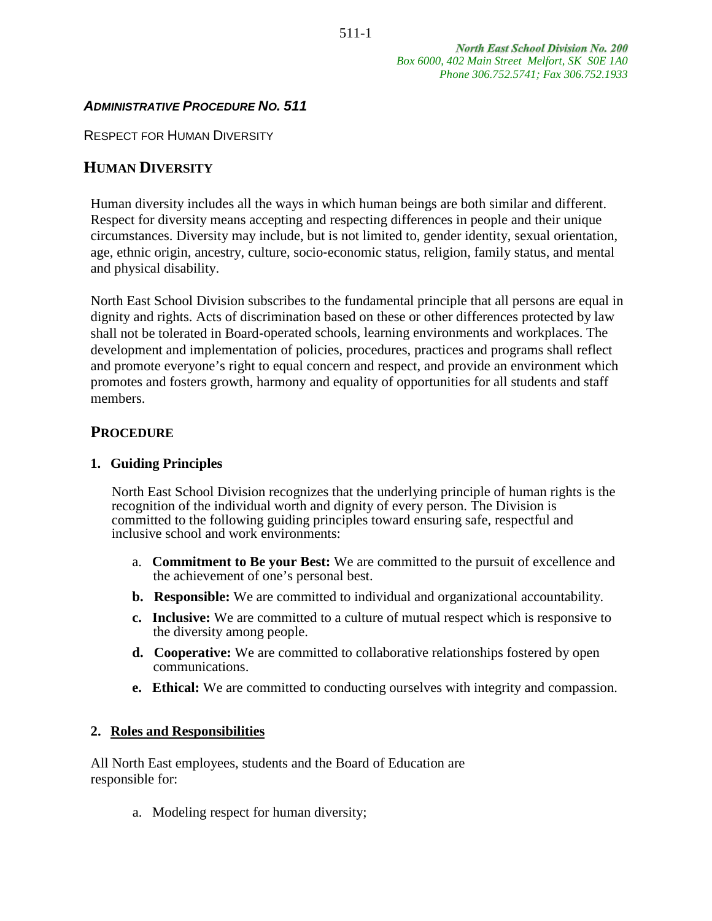*North East School Division No. 200*
*Box 6000, 402 Main Street Melfort, SK S0E 1A0*
*Phone 306.752.5741; Fax 306.752.1933*

***ADMINISTRATIVE PROCEDURE NO. 511***

RESPECT FOR HUMAN DIVERSITY

## HUMAN DIVERSITY

Human diversity includes all the ways in which human beings are both similar and different. Respect for diversity means accepting and respecting differences in people and their unique circumstances. Diversity may include, but is not limited to, gender identity, sexual orientation, age, ethnic origin, ancestry, culture, socio-economic status, religion, family status, and mental and physical disability.

North East School Division subscribes to the fundamental principle that all persons are equal in dignity and rights. Acts of discrimination based on these or other differences protected by law shall not be tolerated in Board-operated schools, learning environments and workplaces. The development and implementation of policies, procedures, practices and programs shall reflect and promote everyone's right to equal concern and respect, and provide an environment which promotes and fosters growth, harmony and equality of opportunities for all students and staff members.

## PROCEDURE

### 1. Guiding Principles

North East School Division recognizes that the underlying principle of human rights is the recognition of the individual worth and dignity of every person. The Division is committed to the following guiding principles toward ensuring safe, respectful and inclusive school and work environments:

a. **Commitment to Be your Best:** We are committed to the pursuit of excellence and the achievement of one's personal best.

**b. Responsible:** We are committed to individual and organizational accountability.

**c. Inclusive:** We are committed to a culture of mutual respect which is responsive to the diversity among people.

**d. Cooperative:** We are committed to collaborative relationships fostered by open communications.

**e. Ethical:** We are committed to conducting ourselves with integrity and compassion.

### 2. Roles and Responsibilities

All North East employees, students and the Board of Education are responsible for:

a. Modeling respect for human diversity;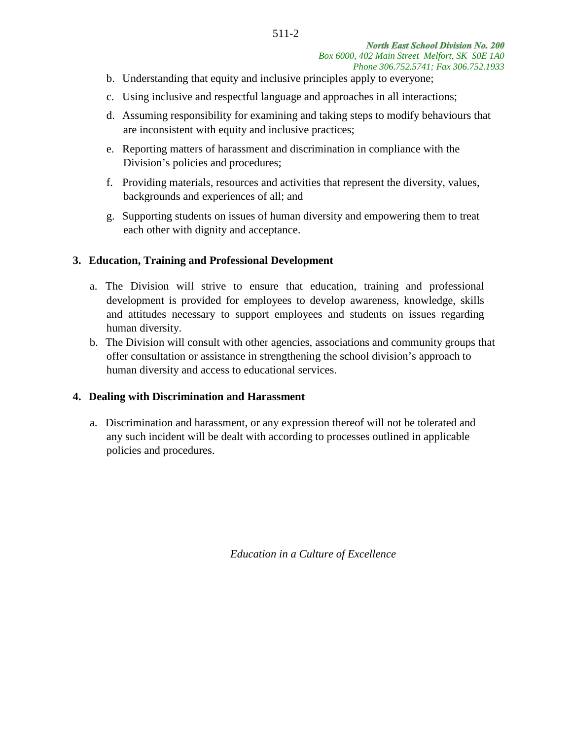b. Understanding that equity and inclusive principles apply to everyone;

c. Using inclusive and respectful language and approaches in all interactions;

d. Assuming responsibility for examining and taking steps to modify behaviours that are inconsistent with equity and inclusive practices;

e. Reporting matters of harassment and discrimination in compliance with the Division's policies and procedures;

f. Providing materials, resources and activities that represent the diversity, values, backgrounds and experiences of all; and

g. Supporting students on issues of human diversity and empowering them to treat each other with dignity and acceptance.

**3. Education, Training and Professional Development**

a. The Division will strive to ensure that education, training and professional development is provided for employees to develop awareness, knowledge, skills and attitudes necessary to support employees and students on issues regarding human diversity.

b. The Division will consult with other agencies, associations and community groups that offer consultation or assistance in strengthening the school division's approach to human diversity and access to educational services.

**4. Dealing with Discrimination and Harassment**

a. Discrimination and harassment, or any expression thereof will not be tolerated and any such incident will be dealt with according to processes outlined in applicable policies and procedures.